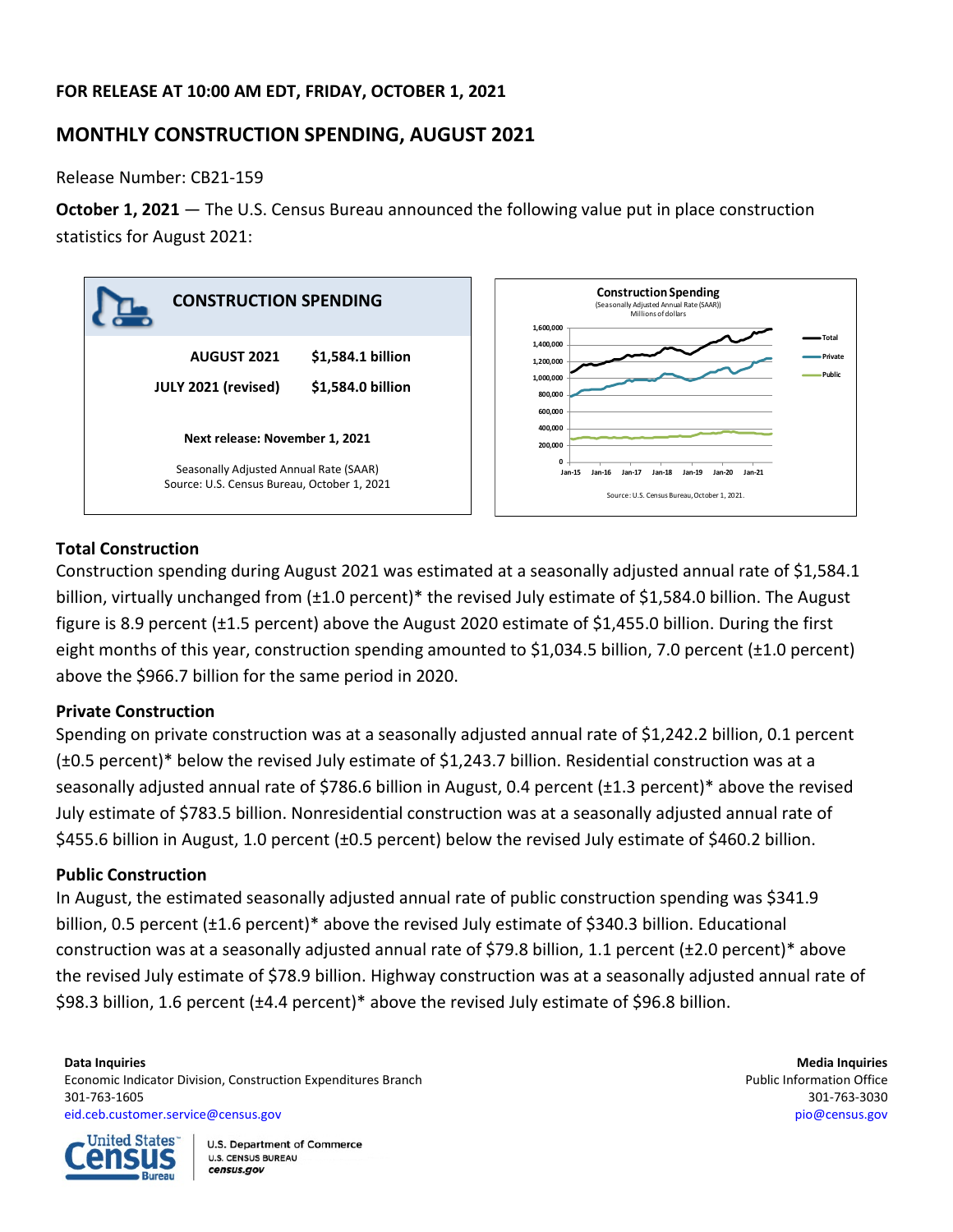**FOR RELEASE AT 10:00 AM EDT, FRIDAY, OCTOBER 1, 2021**

# MONTHLY CONSTRUCTION SPENDING, AUGUST 2021

Release Number: CB21-159

**October 1, 2021** — The U.S. Census Bureau announced the following value put in place construction statistics for August 2021:

**CONSTRUCTION SPENDING**

| | |
|---|---|
| **AUGUST 2021** | **$1,584.1 billion** |
| **JULY 2021 (revised)** | **$1,584.0 billion** |

**Next release: November 1, 2021**

Seasonally Adjusted Annual Rate (SAAR)
Source: U.S. Census Bureau, October 1, 2021

## Total Construction

Construction spending during August 2021 was estimated at a seasonally adjusted annual rate of $1,584.1 billion, virtually unchanged from (±1.0 percent)* the revised July estimate of $1,584.0 billion. The August figure is 8.9 percent (±1.5 percent) above the August 2020 estimate of $1,455.0 billion. During the first eight months of this year, construction spending amounted to $1,034.5 billion, 7.0 percent (±1.0 percent) above the $966.7 billion for the same period in 2020.

## Private Construction

Spending on private construction was at a seasonally adjusted annual rate of $1,242.2 billion, 0.1 percent (±0.5 percent)* below the revised July estimate of $1,243.7 billion. Residential construction was at a seasonally adjusted annual rate of $786.6 billion in August, 0.4 percent (±1.3 percent)* above the revised July estimate of $783.5 billion. Nonresidential construction was at a seasonally adjusted annual rate of $455.6 billion in August, 1.0 percent (±0.5 percent) below the revised July estimate of $460.2 billion.

## Public Construction

In August, the estimated seasonally adjusted annual rate of public construction spending was $341.9 billion, 0.5 percent (±1.6 percent)* above the revised July estimate of $340.3 billion. Educational construction was at a seasonally adjusted annual rate of $79.8 billion, 1.1 percent (±2.0 percent)* above the revised July estimate of $78.9 billion. Highway construction was at a seasonally adjusted annual rate of $98.3 billion, 1.6 percent (±4.4 percent)* above the revised July estimate of $96.8 billion.

**Data Inquiries**
Economic Indicator Division, Construction Expenditures Branch
301-763-1605
eid.ceb.customer.service@census.gov

**Media Inquiries**
Public Information Office
301-763-3030
pio@census.gov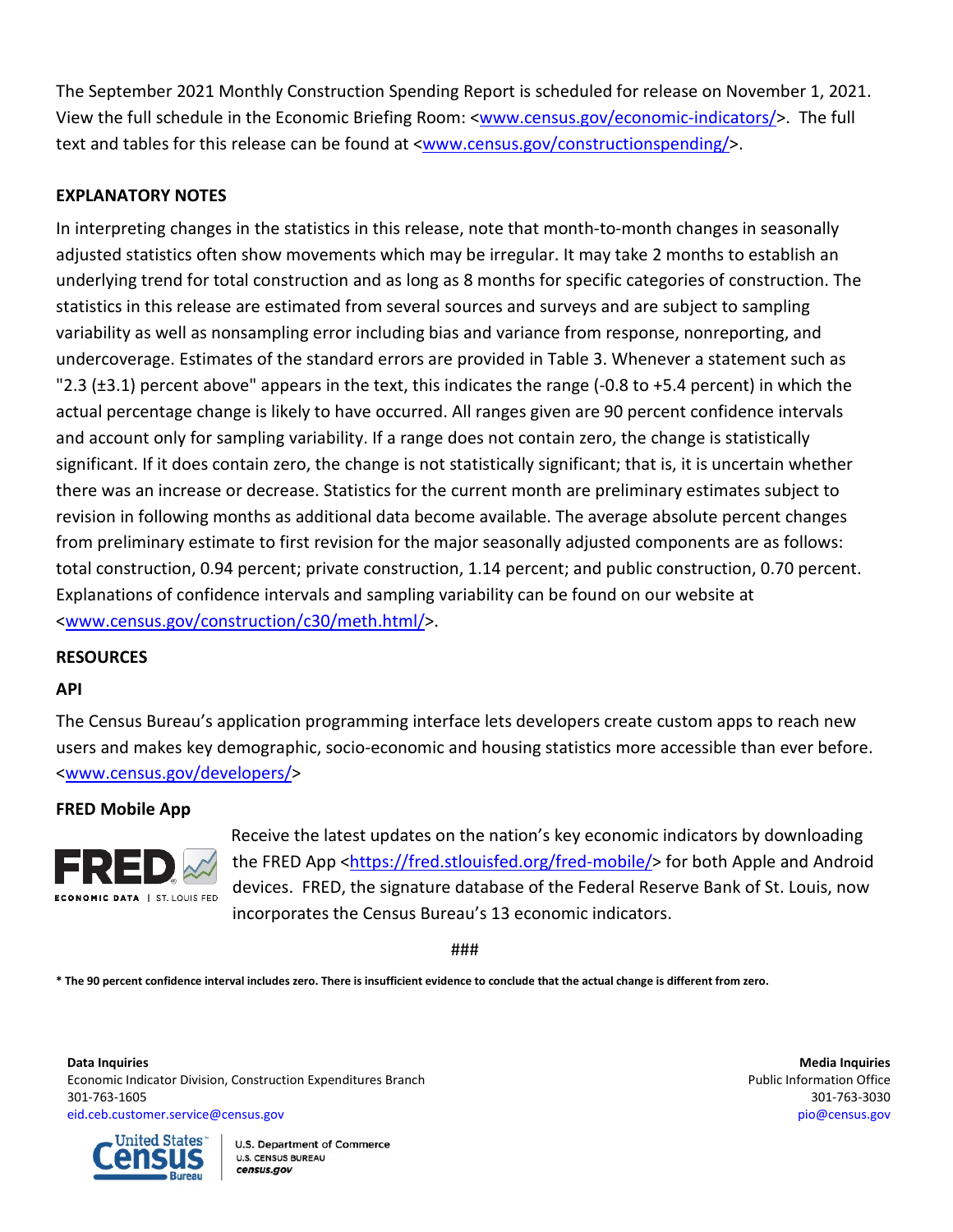The September 2021 Monthly Construction Spending Report is scheduled for release on November 1, 2021. View the full schedule in the Economic Briefing Room: <www.census.gov/economic-indicators/>. The full text and tables for this release can be found at <www.census.gov/constructionspending/>.

## EXPLANATORY NOTES

In interpreting changes in the statistics in this release, note that month-to-month changes in seasonally adjusted statistics often show movements which may be irregular. It may take 2 months to establish an underlying trend for total construction and as long as 8 months for specific categories of construction. The statistics in this release are estimated from several sources and surveys and are subject to sampling variability as well as nonsampling error including bias and variance from response, nonreporting, and undercoverage. Estimates of the standard errors are provided in Table 3. Whenever a statement such as "2.3 (±3.1) percent above" appears in the text, this indicates the range (-0.8 to +5.4 percent) in which the actual percentage change is likely to have occurred. All ranges given are 90 percent confidence intervals and account only for sampling variability. If a range does not contain zero, the change is statistically significant. If it does contain zero, the change is not statistically significant; that is, it is uncertain whether there was an increase or decrease. Statistics for the current month are preliminary estimates subject to revision in following months as additional data become available. The average absolute percent changes from preliminary estimate to first revision for the major seasonally adjusted components are as follows: total construction, 0.94 percent; private construction, 1.14 percent; and public construction, 0.70 percent. Explanations of confidence intervals and sampling variability can be found on our website at <www.census.gov/construction/c30/meth.html/>.

## RESOURCES

### API

The Census Bureau's application programming interface lets developers create custom apps to reach new users and makes key demographic, socio-economic and housing statistics more accessible than ever before. <www.census.gov/developers/>

### FRED Mobile App

Receive the latest updates on the nation's key economic indicators by downloading the FRED App <https://fred.stlouisfed.org/fred-mobile/> for both Apple and Android devices. FRED, the signature database of the Federal Reserve Bank of St. Louis, now incorporates the Census Bureau's 13 economic indicators.

###

**\* The 90 percent confidence interval includes zero. There is insufficient evidence to conclude that the actual change is different from zero.**

**Data Inquiries**
Economic Indicator Division, Construction Expenditures Branch
301-763-1605
eid.ceb.customer.service@census.gov

**Media Inquiries**
Public Information Office
301-763-3030
pio@census.gov

U.S. Department of Commerce
U.S. CENSUS BUREAU
census.gov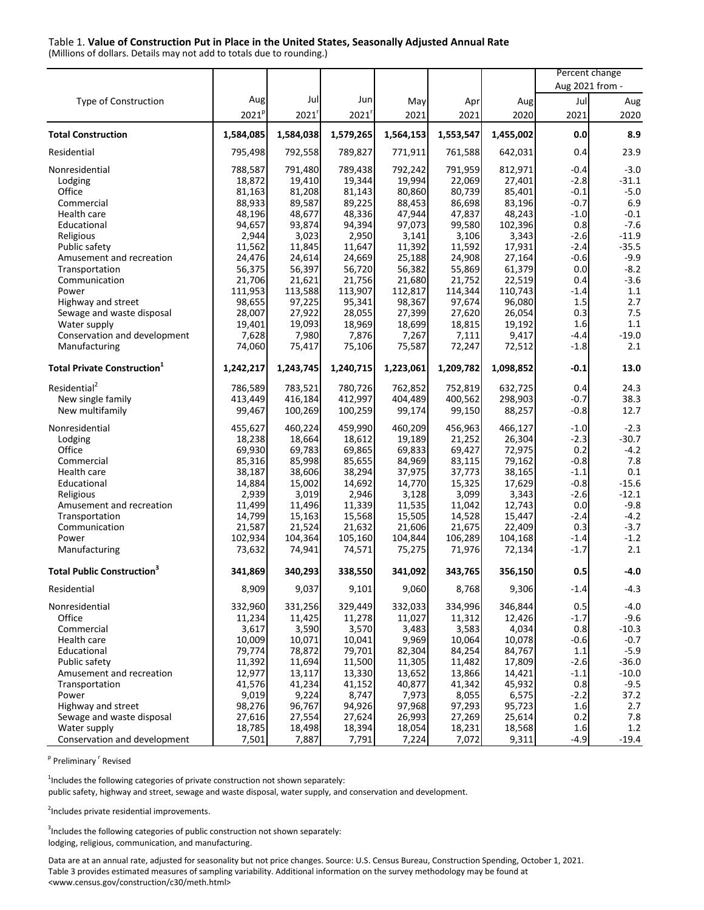Table 1. **Value of Construction Put in Place in the United States, Seasonally Adjusted Annual Rate**
(Millions of dollars. Details may not add to totals due to rounding.)

| Type of Construction | Aug 2021[p] | Jul 2021[r] | Jun 2021[r] | May 2021 | Apr 2021 | Aug 2020 | Percent change Aug 2021 from - Jul 2021 | Aug 2020 |
|---|---|---|---|---|---|---|---|---|
| **Total Construction** | **1,584,085** | **1,584,038** | **1,579,265** | **1,564,153** | **1,553,547** | **1,455,002** | **0.0** | **8.9** |
| Residential | 795,498 | 792,558 | 789,827 | 771,911 | 761,588 | 642,031 | 0.4 | 23.9 |
| Nonresidential | 788,587 | 791,480 | 789,438 | 792,242 | 791,959 | 812,971 | -0.4 | -3.0 |
| Lodging | 18,872 | 19,410 | 19,344 | 19,994 | 22,069 | 27,401 | -2.8 | -31.1 |
| Office | 81,163 | 81,208 | 81,143 | 80,860 | 80,739 | 85,401 | -0.1 | -5.0 |
| Commercial | 88,933 | 89,587 | 89,225 | 88,453 | 86,698 | 83,196 | -0.7 | 6.9 |
| Health care | 48,196 | 48,677 | 48,336 | 47,944 | 47,837 | 48,243 | -1.0 | -0.1 |
| Educational | 94,657 | 93,874 | 94,394 | 97,073 | 99,580 | 102,396 | 0.8 | -7.6 |
| Religious | 2,944 | 3,023 | 2,950 | 3,141 | 3,106 | 3,343 | -2.6 | -11.9 |
| Public safety | 11,562 | 11,845 | 11,647 | 11,392 | 11,592 | 17,931 | -2.4 | -35.5 |
| Amusement and recreation | 24,476 | 24,614 | 24,669 | 25,188 | 24,908 | 27,164 | -0.6 | -9.9 |
| Transportation | 56,375 | 56,397 | 56,720 | 56,382 | 55,869 | 61,379 | 0.0 | -8.2 |
| Communication | 21,706 | 21,621 | 21,756 | 21,680 | 21,752 | 22,519 | 0.4 | -3.6 |
| Power | 111,953 | 113,588 | 113,907 | 112,817 | 114,344 | 110,743 | -1.4 | 1.1 |
| Highway and street | 98,655 | 97,225 | 95,341 | 98,367 | 97,674 | 96,080 | 1.5 | 2.7 |
| Sewage and waste disposal | 28,007 | 27,922 | 28,055 | 27,399 | 27,620 | 26,054 | 0.3 | 7.5 |
| Water supply | 19,401 | 19,093 | 18,969 | 18,699 | 18,815 | 19,192 | 1.6 | 1.1 |
| Conservation and development | 7,628 | 7,980 | 7,876 | 7,267 | 7,111 | 9,417 | -4.4 | -19.0 |
| Manufacturing | 74,060 | 75,417 | 75,106 | 75,587 | 72,247 | 72,512 | -1.8 | 2.1 |
| **Total Private Construction[1]** | **1,242,217** | **1,243,745** | **1,240,715** | **1,223,061** | **1,209,782** | **1,098,852** | **-0.1** | **13.0** |
| Residential[2] | 786,589 | 783,521 | 780,726 | 762,852 | 752,819 | 632,725 | 0.4 | 24.3 |
| New single family | 413,449 | 416,184 | 412,997 | 404,489 | 400,562 | 298,903 | -0.7 | 38.3 |
| New multifamily | 99,467 | 100,269 | 100,259 | 99,174 | 99,150 | 88,257 | -0.8 | 12.7 |
| Nonresidential | 455,627 | 460,224 | 459,990 | 460,209 | 456,963 | 466,127 | -1.0 | -2.3 |
| Lodging | 18,238 | 18,664 | 18,612 | 19,189 | 21,252 | 26,304 | -2.3 | -30.7 |
| Office | 69,930 | 69,783 | 69,865 | 69,833 | 69,427 | 72,975 | 0.2 | -4.2 |
| Commercial | 85,316 | 85,998 | 85,655 | 84,969 | 83,115 | 79,162 | -0.8 | 7.8 |
| Health care | 38,187 | 38,606 | 38,294 | 37,975 | 37,773 | 38,165 | -1.1 | 0.1 |
| Educational | 14,884 | 15,002 | 14,692 | 14,770 | 15,325 | 17,629 | -0.8 | -15.6 |
| Religious | 2,939 | 3,019 | 2,946 | 3,128 | 3,099 | 3,343 | -2.6 | -12.1 |
| Amusement and recreation | 11,499 | 11,496 | 11,339 | 11,535 | 11,042 | 12,743 | 0.0 | -9.8 |
| Transportation | 14,799 | 15,163 | 15,568 | 15,505 | 14,528 | 15,447 | -2.4 | -4.2 |
| Communication | 21,587 | 21,524 | 21,632 | 21,606 | 21,675 | 22,409 | 0.3 | -3.7 |
| Power | 102,934 | 104,364 | 105,160 | 104,844 | 106,289 | 104,168 | -1.4 | -1.2 |
| Manufacturing | 73,632 | 74,941 | 74,571 | 75,275 | 71,976 | 72,134 | -1.7 | 2.1 |
| **Total Public Construction[3]** | **341,869** | **340,293** | **338,550** | **341,092** | **343,765** | **356,150** | **0.5** | **-4.0** |
| Residential | 8,909 | 9,037 | 9,101 | 9,060 | 8,768 | 9,306 | -1.4 | -4.3 |
| Nonresidential | 332,960 | 331,256 | 329,449 | 332,033 | 334,996 | 346,844 | 0.5 | -4.0 |
| Office | 11,234 | 11,425 | 11,278 | 11,027 | 11,312 | 12,426 | -1.7 | -9.6 |
| Commercial | 3,617 | 3,590 | 3,570 | 3,483 | 3,583 | 4,034 | 0.8 | -10.3 |
| Health care | 10,009 | 10,071 | 10,041 | 9,969 | 10,064 | 10,078 | -0.6 | -0.7 |
| Educational | 79,774 | 78,872 | 79,701 | 82,304 | 84,254 | 84,767 | 1.1 | -5.9 |
| Public safety | 11,392 | 11,694 | 11,500 | 11,305 | 11,482 | 17,809 | -2.6 | -36.0 |
| Amusement and recreation | 12,977 | 13,117 | 13,330 | 13,652 | 13,866 | 14,421 | -1.1 | -10.0 |
| Transportation | 41,576 | 41,234 | 41,152 | 40,877 | 41,342 | 45,932 | 0.8 | -9.5 |
| Power | 9,019 | 9,224 | 8,747 | 7,973 | 8,055 | 6,575 | -2.2 | 37.2 |
| Highway and street | 98,276 | 96,767 | 94,926 | 97,968 | 97,293 | 95,723 | 1.6 | 2.7 |
| Sewage and waste disposal | 27,616 | 27,554 | 27,624 | 26,993 | 27,269 | 25,614 | 0.2 | 7.8 |
| Water supply | 18,785 | 18,498 | 18,394 | 18,054 | 18,231 | 18,568 | 1.6 | 1.2 |
| Conservation and development | 7,501 | 7,887 | 7,791 | 7,224 | 7,072 | 9,311 | -4.9 | -19.4 |

[p] Preliminary [r] Revised

[1]Includes the following categories of private construction not shown separately:
public safety, highway and street, sewage and waste disposal, water supply, and conservation and development.

[2]Includes private residential improvements.

[3]Includes the following categories of public construction not shown separately:
lodging, religious, communication, and manufacturing.

Data are at an annual rate, adjusted for seasonality but not price changes. Source: U.S. Census Bureau, Construction Spending, October 1, 2021.
Table 3 provides estimated measures of sampling variability. Additional information on the survey methodology may be found at
<www.census.gov/construction/c30/meth.html>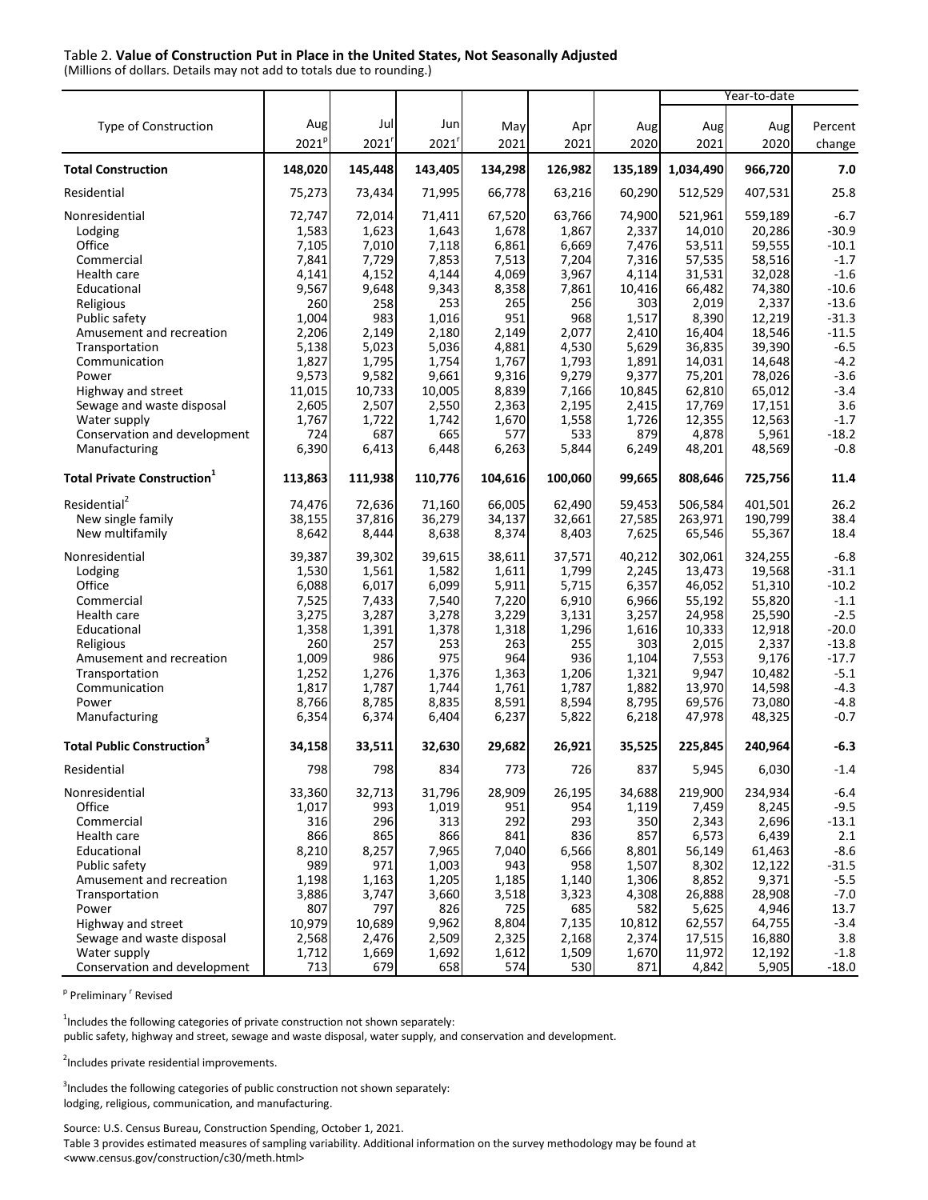Table 2. **Value of Construction Put in Place in the United States, Not Seasonally Adjusted**
(Millions of dollars. Details may not add to totals due to rounding.)

| Type of Construction | Aug 2021[p] | Jul 2021[r] | Jun 2021[r] | May 2021 | Apr 2021 | Aug 2020 | Year-to-date Aug 2021 | Year-to-date Aug 2020 | Year-to-date Percent change |
|---|---|---|---|---|---|---|---|---|---|
| **Total Construction** | **148,020** | **145,448** | **143,405** | **134,298** | **126,982** | **135,189** | **1,034,490** | **966,720** | **7.0** |
| Residential | 75,273 | 73,434 | 71,995 | 66,778 | 63,216 | 60,290 | 512,529 | 407,531 | 25.8 |
| Nonresidential | 72,747 | 72,014 | 71,411 | 67,520 | 63,766 | 74,900 | 521,961 | 559,189 | -6.7 |
| Lodging | 1,583 | 1,623 | 1,643 | 1,678 | 1,867 | 2,337 | 14,010 | 20,286 | -30.9 |
| Office | 7,105 | 7,010 | 7,118 | 6,861 | 6,669 | 7,476 | 53,511 | 59,555 | -10.1 |
| Commercial | 7,841 | 7,729 | 7,853 | 7,513 | 7,204 | 7,316 | 57,535 | 58,516 | -1.7 |
| Health care | 4,141 | 4,152 | 4,144 | 4,069 | 3,967 | 4,114 | 31,531 | 32,028 | -1.6 |
| Educational | 9,567 | 9,648 | 9,343 | 8,358 | 7,861 | 10,416 | 66,482 | 74,380 | -10.6 |
| Religious | 260 | 258 | 253 | 265 | 256 | 303 | 2,019 | 2,337 | -13.6 |
| Public safety | 1,004 | 983 | 1,016 | 951 | 968 | 1,517 | 8,390 | 12,219 | -31.3 |
| Amusement and recreation | 2,206 | 2,149 | 2,180 | 2,149 | 2,077 | 2,410 | 16,404 | 18,546 | -11.5 |
| Transportation | 5,138 | 5,023 | 5,036 | 4,881 | 4,530 | 5,629 | 36,835 | 39,390 | -6.5 |
| Communication | 1,827 | 1,795 | 1,754 | 1,767 | 1,793 | 1,891 | 14,031 | 14,648 | -4.2 |
| Power | 9,573 | 9,582 | 9,661 | 9,316 | 9,279 | 9,377 | 75,201 | 78,026 | -3.6 |
| Highway and street | 11,015 | 10,733 | 10,005 | 8,839 | 7,166 | 10,845 | 62,810 | 65,012 | -3.4 |
| Sewage and waste disposal | 2,605 | 2,507 | 2,550 | 2,363 | 2,195 | 2,415 | 17,769 | 17,151 | 3.6 |
| Water supply | 1,767 | 1,722 | 1,742 | 1,670 | 1,558 | 1,726 | 12,355 | 12,563 | -1.7 |
| Conservation and development | 724 | 687 | 665 | 577 | 533 | 879 | 4,878 | 5,961 | -18.2 |
| Manufacturing | 6,390 | 6,413 | 6,448 | 6,263 | 5,844 | 6,249 | 48,201 | 48,569 | -0.8 |
| **Total Private Construction[1]** | **113,863** | **111,938** | **110,776** | **104,616** | **100,060** | **99,665** | **808,646** | **725,756** | **11.4** |
| Residential[2] | 74,476 | 72,636 | 71,160 | 66,005 | 62,490 | 59,453 | 506,584 | 401,501 | 26.2 |
| New single family | 38,155 | 37,816 | 36,279 | 34,137 | 32,661 | 27,585 | 263,971 | 190,799 | 38.4 |
| New multifamily | 8,642 | 8,444 | 8,638 | 8,374 | 8,403 | 7,625 | 65,546 | 55,367 | 18.4 |
| Nonresidential | 39,387 | 39,302 | 39,615 | 38,611 | 37,571 | 40,212 | 302,061 | 324,255 | -6.8 |
| Lodging | 1,530 | 1,561 | 1,582 | 1,611 | 1,799 | 2,245 | 13,473 | 19,568 | -31.1 |
| Office | 6,088 | 6,017 | 6,099 | 5,911 | 5,715 | 6,357 | 46,052 | 51,310 | -10.2 |
| Commercial | 7,525 | 7,433 | 7,540 | 7,220 | 6,910 | 6,966 | 55,192 | 55,820 | -1.1 |
| Health care | 3,275 | 3,287 | 3,278 | 3,229 | 3,131 | 3,257 | 24,958 | 25,590 | -2.5 |
| Educational | 1,358 | 1,391 | 1,378 | 1,318 | 1,296 | 1,616 | 10,333 | 12,918 | -20.0 |
| Religious | 260 | 257 | 253 | 263 | 255 | 303 | 2,015 | 2,337 | -13.8 |
| Amusement and recreation | 1,009 | 986 | 975 | 964 | 936 | 1,104 | 7,553 | 9,176 | -17.7 |
| Transportation | 1,252 | 1,276 | 1,376 | 1,363 | 1,206 | 1,321 | 9,947 | 10,482 | -5.1 |
| Communication | 1,817 | 1,787 | 1,744 | 1,761 | 1,787 | 1,882 | 13,970 | 14,598 | -4.3 |
| Power | 8,766 | 8,785 | 8,835 | 8,591 | 8,594 | 8,795 | 69,576 | 73,080 | -4.8 |
| Manufacturing | 6,354 | 6,374 | 6,404 | 6,237 | 5,822 | 6,218 | 47,978 | 48,325 | -0.7 |
| **Total Public Construction[3]** | **34,158** | **33,511** | **32,630** | **29,682** | **26,921** | **35,525** | **225,845** | **240,964** | **-6.3** |
| Residential | 798 | 798 | 834 | 773 | 726 | 837 | 5,945 | 6,030 | -1.4 |
| Nonresidential | 33,360 | 32,713 | 31,796 | 28,909 | 26,195 | 34,688 | 219,900 | 234,934 | -6.4 |
| Office | 1,017 | 993 | 1,019 | 951 | 954 | 1,119 | 7,459 | 8,245 | -9.5 |
| Commercial | 316 | 296 | 313 | 292 | 293 | 350 | 2,343 | 2,696 | -13.1 |
| Health care | 866 | 865 | 866 | 841 | 836 | 857 | 6,573 | 6,439 | 2.1 |
| Educational | 8,210 | 8,257 | 7,965 | 7,040 | 6,566 | 8,801 | 56,149 | 61,463 | -8.6 |
| Public safety | 989 | 971 | 1,003 | 943 | 958 | 1,507 | 8,302 | 12,122 | -31.5 |
| Amusement and recreation | 1,198 | 1,163 | 1,205 | 1,185 | 1,140 | 1,306 | 8,852 | 9,371 | -5.5 |
| Transportation | 3,886 | 3,747 | 3,660 | 3,518 | 3,323 | 4,308 | 26,888 | 28,908 | -7.0 |
| Power | 807 | 797 | 826 | 725 | 685 | 582 | 5,625 | 4,946 | 13.7 |
| Highway and street | 10,979 | 10,689 | 9,962 | 8,804 | 7,135 | 10,812 | 62,557 | 64,755 | -3.4 |
| Sewage and waste disposal | 2,568 | 2,476 | 2,509 | 2,325 | 2,168 | 2,374 | 17,515 | 16,880 | 3.8 |
| Water supply | 1,712 | 1,669 | 1,692 | 1,612 | 1,509 | 1,670 | 11,972 | 12,192 | -1.8 |
| Conservation and development | 713 | 679 | 658 | 574 | 530 | 871 | 4,842 | 5,905 | -18.0 |

[p] Preliminary [r] Revised

[1]Includes the following categories of private construction not shown separately:
public safety, highway and street, sewage and waste disposal, water supply, and conservation and development.

[2]Includes private residential improvements.

[3]Includes the following categories of public construction not shown separately:
lodging, religious, communication, and manufacturing.

Source: U.S. Census Bureau, Construction Spending, October 1, 2021.
Table 3 provides estimated measures of sampling variability. Additional information on the survey methodology may be found at
<www.census.gov/construction/c30/meth.html>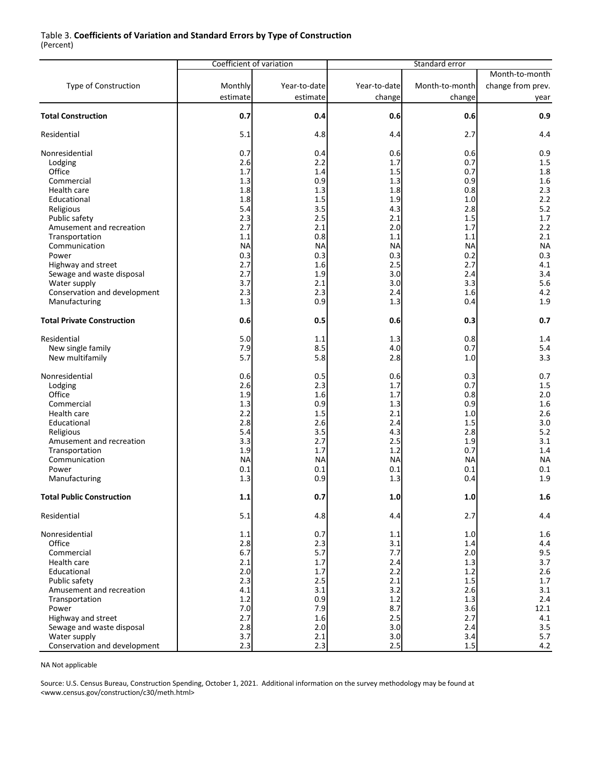Table 3. **Coefficients of Variation and Standard Errors by Type of Construction**
(Percent)

| Type of Construction | Coefficient of variation | | Standard error | | |
|---|---|---|---|---|---|
| | Monthly estimate | Year-to-date estimate | Year-to-date change | Month-to-month change | Month-to-month change from prev. year |
| **Total Construction** | **0.7** | **0.4** | **0.6** | **0.6** | **0.9** |
| Residential | 5.1 | 4.8 | 4.4 | 2.7 | 4.4 |
| Nonresidential | 0.7 | 0.4 | 0.6 | 0.6 | 0.9 |
| Lodging | 2.6 | 2.2 | 1.7 | 0.7 | 1.5 |
| Office | 1.7 | 1.4 | 1.5 | 0.7 | 1.8 |
| Commercial | 1.3 | 0.9 | 1.3 | 0.9 | 1.6 |
| Health care | 1.8 | 1.3 | 1.8 | 0.8 | 2.3 |
| Educational | 1.8 | 1.5 | 1.9 | 1.0 | 2.2 |
| Religious | 5.4 | 3.5 | 4.3 | 2.8 | 5.2 |
| Public safety | 2.3 | 2.5 | 2.1 | 1.5 | 1.7 |
| Amusement and recreation | 2.7 | 2.1 | 2.0 | 1.7 | 2.2 |
| Transportation | 1.1 | 0.8 | 1.1 | 1.1 | 2.1 |
| Communication | NA | NA | NA | NA | NA |
| Power | 0.3 | 0.3 | 0.3 | 0.2 | 0.3 |
| Highway and street | 2.7 | 1.6 | 2.5 | 2.7 | 4.1 |
| Sewage and waste disposal | 2.7 | 1.9 | 3.0 | 2.4 | 3.4 |
| Water supply | 3.7 | 2.1 | 3.0 | 3.3 | 5.6 |
| Conservation and development | 2.3 | 2.3 | 2.4 | 1.6 | 4.2 |
| Manufacturing | 1.3 | 0.9 | 1.3 | 0.4 | 1.9 |
| **Total Private Construction** | **0.6** | **0.5** | **0.6** | **0.3** | **0.7** |
| Residential | 5.0 | 1.1 | 1.3 | 0.8 | 1.4 |
| New single family | 7.9 | 8.5 | 4.0 | 0.7 | 5.4 |
| New multifamily | 5.7 | 5.8 | 2.8 | 1.0 | 3.3 |
| Nonresidential | 0.6 | 0.5 | 0.6 | 0.3 | 0.7 |
| Lodging | 2.6 | 2.3 | 1.7 | 0.7 | 1.5 |
| Office | 1.9 | 1.6 | 1.7 | 0.8 | 2.0 |
| Commercial | 1.3 | 0.9 | 1.3 | 0.9 | 1.6 |
| Health care | 2.2 | 1.5 | 2.1 | 1.0 | 2.6 |
| Educational | 2.8 | 2.6 | 2.4 | 1.5 | 3.0 |
| Religious | 5.4 | 3.5 | 4.3 | 2.8 | 5.2 |
| Amusement and recreation | 3.3 | 2.7 | 2.5 | 1.9 | 3.1 |
| Transportation | 1.9 | 1.7 | 1.2 | 0.7 | 1.4 |
| Communication | NA | NA | NA | NA | NA |
| Power | 0.1 | 0.1 | 0.1 | 0.1 | 0.1 |
| Manufacturing | 1.3 | 0.9 | 1.3 | 0.4 | 1.9 |
| **Total Public Construction** | **1.1** | **0.7** | **1.0** | **1.0** | **1.6** |
| Residential | 5.1 | 4.8 | 4.4 | 2.7 | 4.4 |
| Nonresidential | 1.1 | 0.7 | 1.1 | 1.0 | 1.6 |
| Office | 2.8 | 2.3 | 3.1 | 1.4 | 4.4 |
| Commercial | 6.7 | 5.7 | 7.7 | 2.0 | 9.5 |
| Health care | 2.1 | 1.7 | 2.4 | 1.3 | 3.7 |
| Educational | 2.0 | 1.7 | 2.2 | 1.2 | 2.6 |
| Public safety | 2.3 | 2.5 | 2.1 | 1.5 | 1.7 |
| Amusement and recreation | 4.1 | 3.1 | 3.2 | 2.6 | 3.1 |
| Transportation | 1.2 | 0.9 | 1.2 | 1.3 | 2.4 |
| Power | 7.0 | 7.9 | 8.7 | 3.6 | 12.1 |
| Highway and street | 2.7 | 1.6 | 2.5 | 2.7 | 4.1 |
| Sewage and waste disposal | 2.8 | 2.0 | 3.0 | 2.4 | 3.5 |
| Water supply | 3.7 | 2.1 | 3.0 | 3.4 | 5.7 |
| Conservation and development | 2.3 | 2.3 | 2.5 | 1.5 | 4.2 |

NA Not applicable

Source: U.S. Census Bureau, Construction Spending, October 1, 2021. Additional information on the survey methodology may be found at <www.census.gov/construction/c30/meth.html>